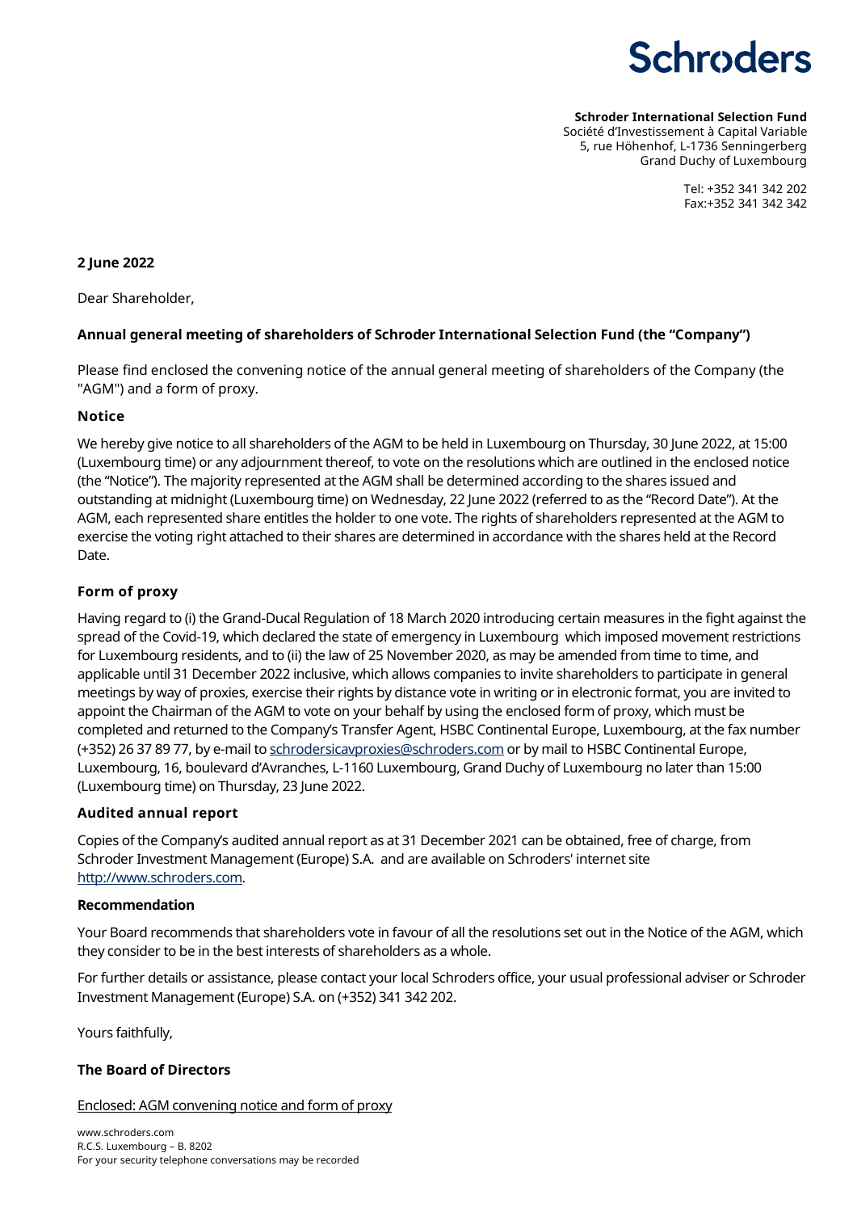Schroders

**Schroder International Selection Fund**
Société d'Investissement à Capital Variable
5, rue Höhenhof, L-1736 Senningerberg
Grand Duchy of Luxembourg

Tel: +352 341 342 202
Fax:+352 341 342 342

**2 June 2022**

Dear Shareholder,

**Annual general meeting of shareholders of Schroder International Selection Fund (the "Company")**

Please find enclosed the convening notice of the annual general meeting of shareholders of the Company (the "AGM") and a form of proxy.

## Notice

We hereby give notice to all shareholders of the AGM to be held in Luxembourg on Thursday, 30 June 2022, at 15:00 (Luxembourg time) or any adjournment thereof, to vote on the resolutions which are outlined in the enclosed notice (the "Notice"). The majority represented at the AGM shall be determined according to the shares issued and outstanding at midnight (Luxembourg time) on Wednesday, 22 June 2022 (referred to as the "Record Date"). At the AGM, each represented share entitles the holder to one vote. The rights of shareholders represented at the AGM to exercise the voting right attached to their shares are determined in accordance with the shares held at the Record Date.

## Form of proxy

Having regard to (i) the Grand-Ducal Regulation of 18 March 2020 introducing certain measures in the fight against the spread of the Covid-19, which declared the state of emergency in Luxembourg which imposed movement restrictions for Luxembourg residents, and to (ii) the law of 25 November 2020, as may be amended from time to time, and applicable until 31 December 2022 inclusive, which allows companies to invite shareholders to participate in general meetings by way of proxies, exercise their rights by distance vote in writing or in electronic format, you are invited to appoint the Chairman of the AGM to vote on your behalf by using the enclosed form of proxy, which must be completed and returned to the Company's Transfer Agent, HSBC Continental Europe, Luxembourg, at the fax number (+352) 26 37 89 77, by e-mail to schrodersicavproxies@schroders.com or by mail to HSBC Continental Europe, Luxembourg, 16, boulevard d'Avranches, L-1160 Luxembourg, Grand Duchy of Luxembourg no later than 15:00 (Luxembourg time) on Thursday, 23 June 2022.

## Audited annual report

Copies of the Company's audited annual report as at 31 December 2021 can be obtained, free of charge, from Schroder Investment Management (Europe) S.A. and are available on Schroders' internet site http://www.schroders.com.

## Recommendation

Your Board recommends that shareholders vote in favour of all the resolutions set out in the Notice of the AGM, which they consider to be in the best interests of shareholders as a whole.

For further details or assistance, please contact your local Schroders office, your usual professional adviser or Schroder Investment Management (Europe) S.A. on (+352) 341 342 202.

Yours faithfully,

**The Board of Directors**

Enclosed: AGM convening notice and form of proxy

www.schroders.com
R.C.S. Luxembourg – B. 8202
For your security telephone conversations may be recorded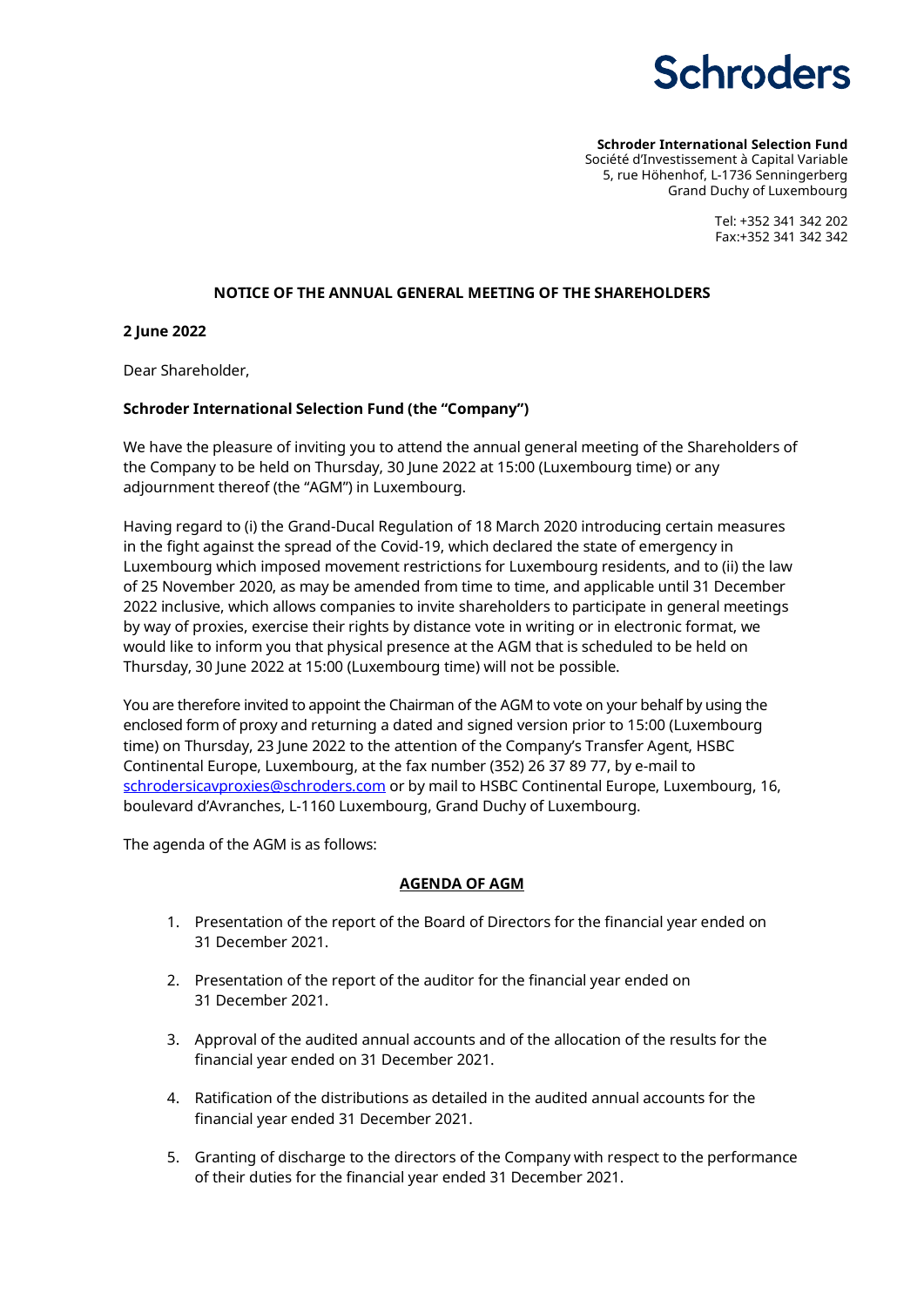**Schroder International Selection Fund**
Société d'Investissement à Capital Variable
5, rue Höhenhof, L-1736 Senningerberg
Grand Duchy of Luxembourg

Tel: +352 341 342 202
Fax:+352 341 342 342

## NOTICE OF THE ANNUAL GENERAL MEETING OF THE SHAREHOLDERS

**2 June 2022**

Dear Shareholder,

**Schroder International Selection Fund (the "Company")**

We have the pleasure of inviting you to attend the annual general meeting of the Shareholders of the Company to be held on Thursday, 30 June 2022 at 15:00 (Luxembourg time) or any adjournment thereof (the "AGM") in Luxembourg.

Having regard to (i) the Grand-Ducal Regulation of 18 March 2020 introducing certain measures in the fight against the spread of the Covid-19, which declared the state of emergency in Luxembourg which imposed movement restrictions for Luxembourg residents, and to (ii) the law of 25 November 2020, as may be amended from time to time, and applicable until 31 December 2022 inclusive, which allows companies to invite shareholders to participate in general meetings by way of proxies, exercise their rights by distance vote in writing or in electronic format, we would like to inform you that physical presence at the AGM that is scheduled to be held on Thursday, 30 June 2022 at 15:00 (Luxembourg time) will not be possible.

You are therefore invited to appoint the Chairman of the AGM to vote on your behalf by using the enclosed form of proxy and returning a dated and signed version prior to 15:00 (Luxembourg time) on Thursday, 23 June 2022 to the attention of the Company's Transfer Agent, HSBC Continental Europe, Luxembourg, at the fax number (352) 26 37 89 77, by e-mail to schrodersicavproxies@schroders.com or by mail to HSBC Continental Europe, Luxembourg, 16, boulevard d'Avranches, L-1160 Luxembourg, Grand Duchy of Luxembourg.

The agenda of the AGM is as follows:

### AGENDA OF AGM

1. Presentation of the report of the Board of Directors for the financial year ended on 31 December 2021.
2. Presentation of the report of the auditor for the financial year ended on 31 December 2021.
3. Approval of the audited annual accounts and of the allocation of the results for the financial year ended on 31 December 2021.
4. Ratification of the distributions as detailed in the audited annual accounts for the financial year ended 31 December 2021.
5. Granting of discharge to the directors of the Company with respect to the performance of their duties for the financial year ended 31 December 2021.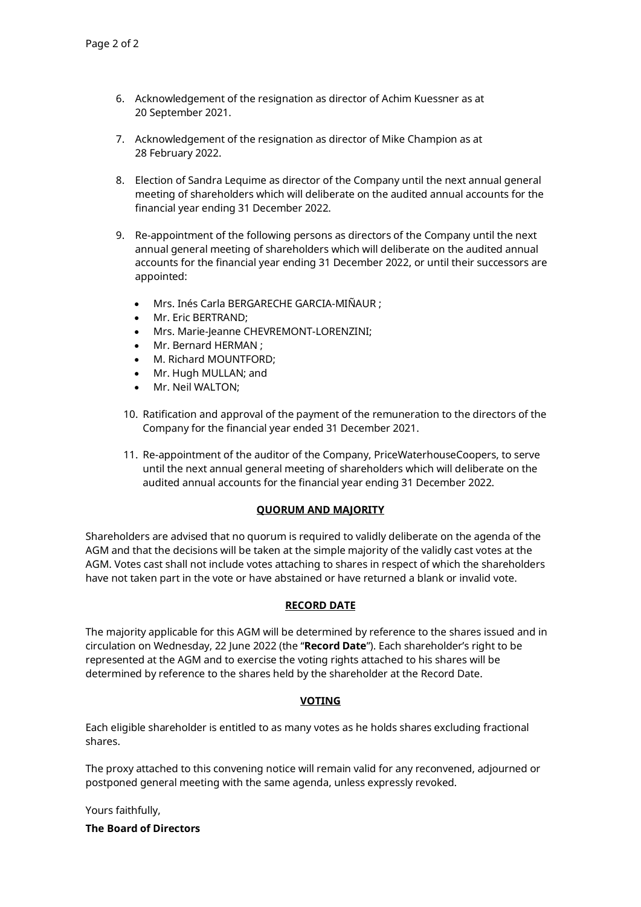6. Acknowledgement of the resignation as director of Achim Kuessner as at 20 September 2021.

7. Acknowledgement of the resignation as director of Mike Champion as at 28 February 2022.

8. Election of Sandra Lequime as director of the Company until the next annual general meeting of shareholders which will deliberate on the audited annual accounts for the financial year ending 31 December 2022.

9. Re-appointment of the following persons as directors of the Company until the next annual general meeting of shareholders which will deliberate on the audited annual accounts for the financial year ending 31 December 2022, or until their successors are appointed:

   - Mrs. Inés Carla BERGARECHE GARCIA-MIÑAUR ;
   - Mr. Eric BERTRAND;
   - Mrs. Marie-Jeanne CHEVREMONT-LORENZINI;
   - Mr. Bernard HERMAN ;
   - M. Richard MOUNTFORD;
   - Mr. Hugh MULLAN; and
   - Mr. Neil WALTON;

10. Ratification and approval of the payment of the remuneration to the directors of the Company for the financial year ended 31 December 2021.

11. Re-appointment of the auditor of the Company, PriceWaterhouseCoopers, to serve until the next annual general meeting of shareholders which will deliberate on the audited annual accounts for the financial year ending 31 December 2022.

## QUORUM AND MAJORITY

Shareholders are advised that no quorum is required to validly deliberate on the agenda of the AGM and that the decisions will be taken at the simple majority of the validly cast votes at the AGM. Votes cast shall not include votes attaching to shares in respect of which the shareholders have not taken part in the vote or have abstained or have returned a blank or invalid vote.

## RECORD DATE

The majority applicable for this AGM will be determined by reference to the shares issued and in circulation on Wednesday, 22 June 2022 (the "**Record Date**"). Each shareholder's right to be represented at the AGM and to exercise the voting rights attached to his shares will be determined by reference to the shares held by the shareholder at the Record Date.

## VOTING

Each eligible shareholder is entitled to as many votes as he holds shares excluding fractional shares.

The proxy attached to this convening notice will remain valid for any reconvened, adjourned or postponed general meeting with the same agenda, unless expressly revoked.

Yours faithfully,

**The Board of Directors**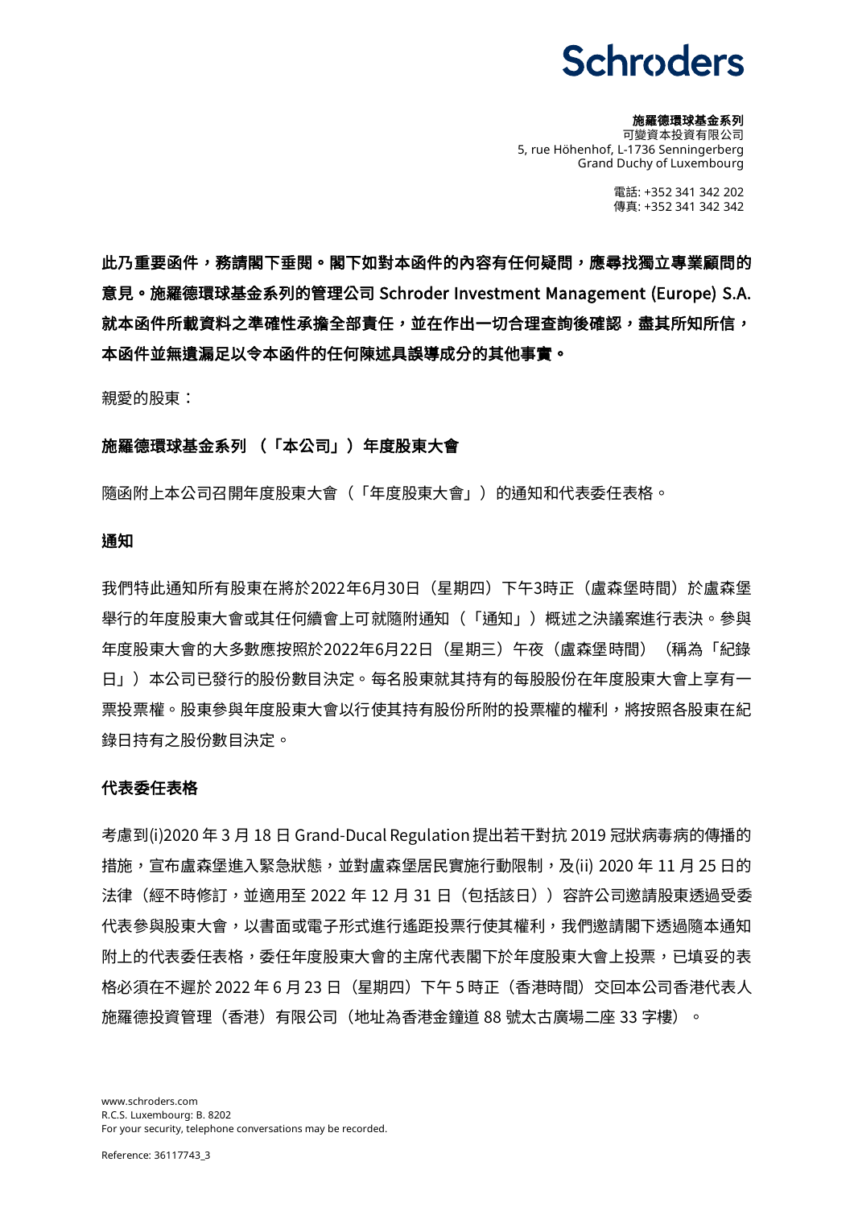Schroders

**施羅德環球基金系列**
可變資本投資有限公司
5, rue Höhenhof, L-1736 Senningerberg
Grand Duchy of Luxembourg

電話: +352 341 342 202
傳真: +352 341 342 342

**此乃重要函件，務請閣下垂閱。閣下如對本函件的內容有任何疑問，應尋找獨立專業顧問的意見。施羅德環球基金系列的管理公司 Schroder Investment Management (Europe) S.A. 就本函件所載資料之準確性承擔全部責任，並在作出一切合理查詢後確認，盡其所知所信，本函件並無遺漏足以令本函件的任何陳述具誤導成分的其他事實。**

親愛的股東：

**施羅德環球基金系列 （「本公司」） 年度股東大會**

隨函附上本公司召開年度股東大會 （「年度股東大會」） 的通知和代表委任表格。

**通知**

我們特此通知所有股東在將於2022年6月30日（星期四）下午3時正（盧森堡時間）於盧森堡舉行的年度股東大會或其任何續會上可就隨附通知 （「通知」） 概述之決議案進行表決。參與年度股東大會的大多數應按照於2022年6月22日（星期三）午夜（盧森堡時間） （稱為「紀錄日」） 本公司已發行的股份數目決定。每名股東就其持有的每股股份在年度股東大會上享有一票投票權。股東參與年度股東大會以行使其持有股份所附的投票權的權利，將按照各股東在紀錄日持有之股份數目決定。

**代表委任表格**

考慮到(i)2020 年 3 月 18 日 Grand-Ducal Regulation 提出若干對抗 2019 冠狀病毒病的傳播的措施，宣布盧森堡進入緊急狀態，並對盧森堡居民實施行動限制，及(ii) 2020 年 11 月 25 日的法律（經不時修訂，並適用至 2022 年 12 月 31 日（包括該日））容許公司邀請股東透過受委代表參與股東大會，以書面或電子形式進行遙距投票行使其權利，我們邀請閣下透過隨本通知附上的代表委任表格，委任年度股東大會的主席代表閣下於年度股東大會上投票，已填妥的表格必須在不遲於 2022 年 6 月 23 日（星期四）下午 5 時正（香港時間）交回本公司香港代表人施羅德投資管理（香港）有限公司（地址為香港金鐘道 88 號太古廣場二座 33 字樓）。

www.schroders.com
R.C.S. Luxembourg: B. 8202
For your security, telephone conversations may be recorded.

Reference: 36117743_3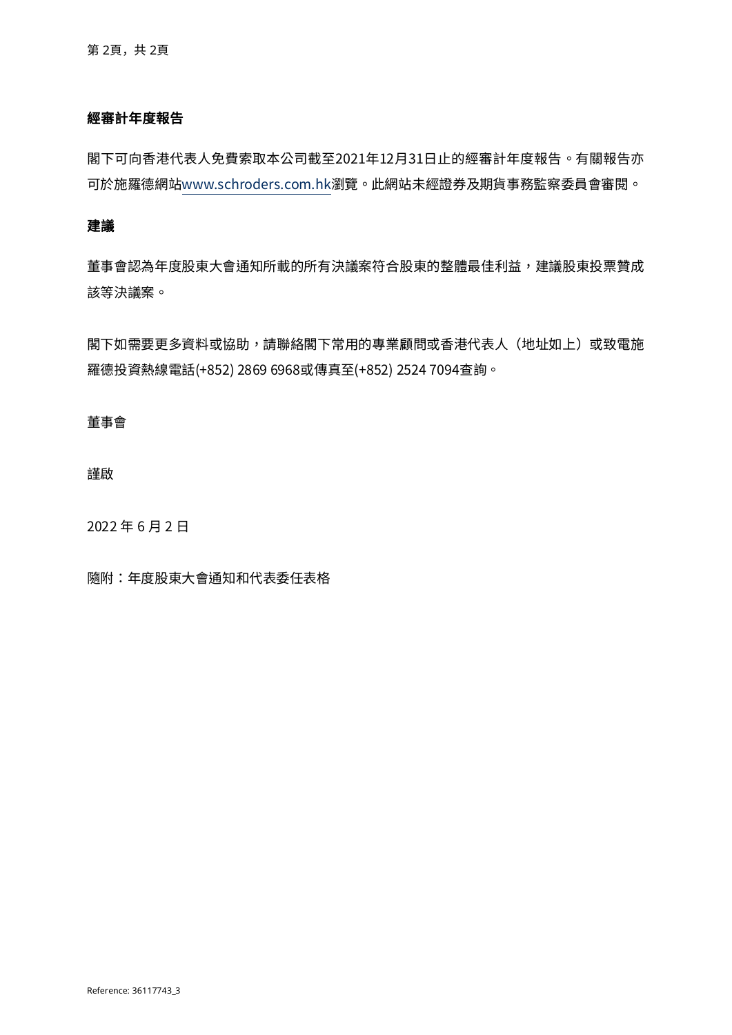## 經審計年度報告

閣下可向香港代表人免費索取本公司截至2021年12月31日止的經審計年度報告。有關報告亦可於施羅德網站www.schroders.com.hk瀏覽。此網站未經證券及期貨事務監察委員會審閱。

## 建議

董事會認為年度股東大會通知所載的所有決議案符合股東的整體最佳利益，建議股東投票贊成該等決議案。

閣下如需要更多資料或協助，請聯絡閣下常用的專業顧問或香港代表人（地址如上）或致電施羅德投資熱線電話(+852) 2869 6968或傳真至(+852) 2524 7094查詢。

董事會

謹啟

2022 年 6 月 2 日

隨附：年度股東大會通知和代表委任表格

Reference: 36117743_3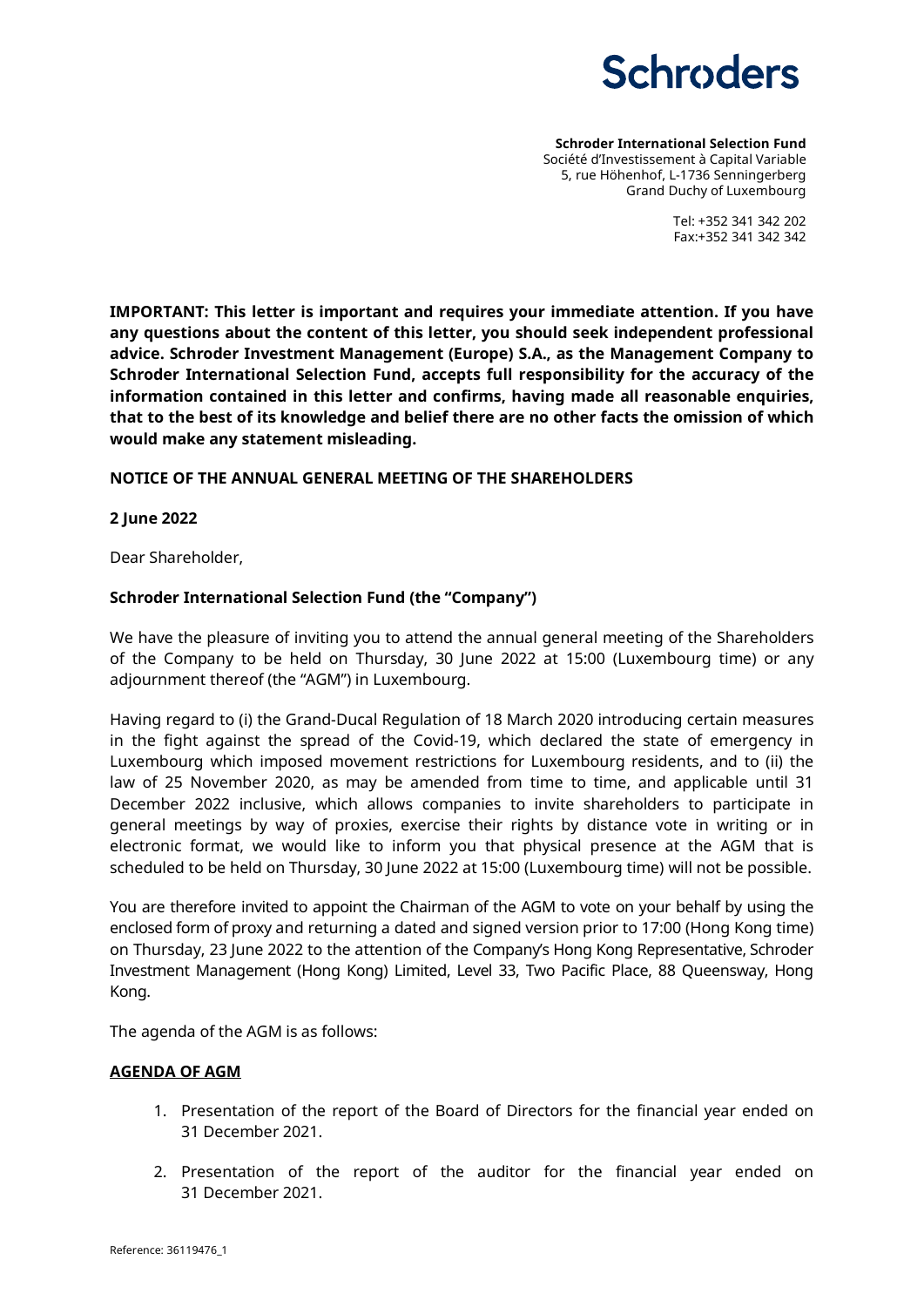Schroders

**Schroder International Selection Fund**
Société d'Investissement à Capital Variable
5, rue Höhenhof, L-1736 Senningerberg
Grand Duchy of Luxembourg

Tel: +352 341 342 202
Fax:+352 341 342 342

**IMPORTANT: This letter is important and requires your immediate attention. If you have any questions about the content of this letter, you should seek independent professional advice. Schroder Investment Management (Europe) S.A., as the Management Company to Schroder International Selection Fund, accepts full responsibility for the accuracy of the information contained in this letter and confirms, having made all reasonable enquiries, that to the best of its knowledge and belief there are no other facts the omission of which would make any statement misleading.**

**NOTICE OF THE ANNUAL GENERAL MEETING OF THE SHAREHOLDERS**

**2 June 2022**

Dear Shareholder,

**Schroder International Selection Fund (the "Company")**

We have the pleasure of inviting you to attend the annual general meeting of the Shareholders of the Company to be held on Thursday, 30 June 2022 at 15:00 (Luxembourg time) or any adjournment thereof (the "AGM") in Luxembourg.

Having regard to (i) the Grand-Ducal Regulation of 18 March 2020 introducing certain measures in the fight against the spread of the Covid-19, which declared the state of emergency in Luxembourg which imposed movement restrictions for Luxembourg residents, and to (ii) the law of 25 November 2020, as may be amended from time to time, and applicable until 31 December 2022 inclusive, which allows companies to invite shareholders to participate in general meetings by way of proxies, exercise their rights by distance vote in writing or in electronic format, we would like to inform you that physical presence at the AGM that is scheduled to be held on Thursday, 30 June 2022 at 15:00 (Luxembourg time) will not be possible.

You are therefore invited to appoint the Chairman of the AGM to vote on your behalf by using the enclosed form of proxy and returning a dated and signed version prior to 17:00 (Hong Kong time) on Thursday, 23 June 2022 to the attention of the Company's Hong Kong Representative, Schroder Investment Management (Hong Kong) Limited, Level 33, Two Pacific Place, 88 Queensway, Hong Kong.

The agenda of the AGM is as follows:

**AGENDA OF AGM**

1. Presentation of the report of the Board of Directors for the financial year ended on 31 December 2021.
2. Presentation of the report of the auditor for the financial year ended on 31 December 2021.

Reference: 36119476_1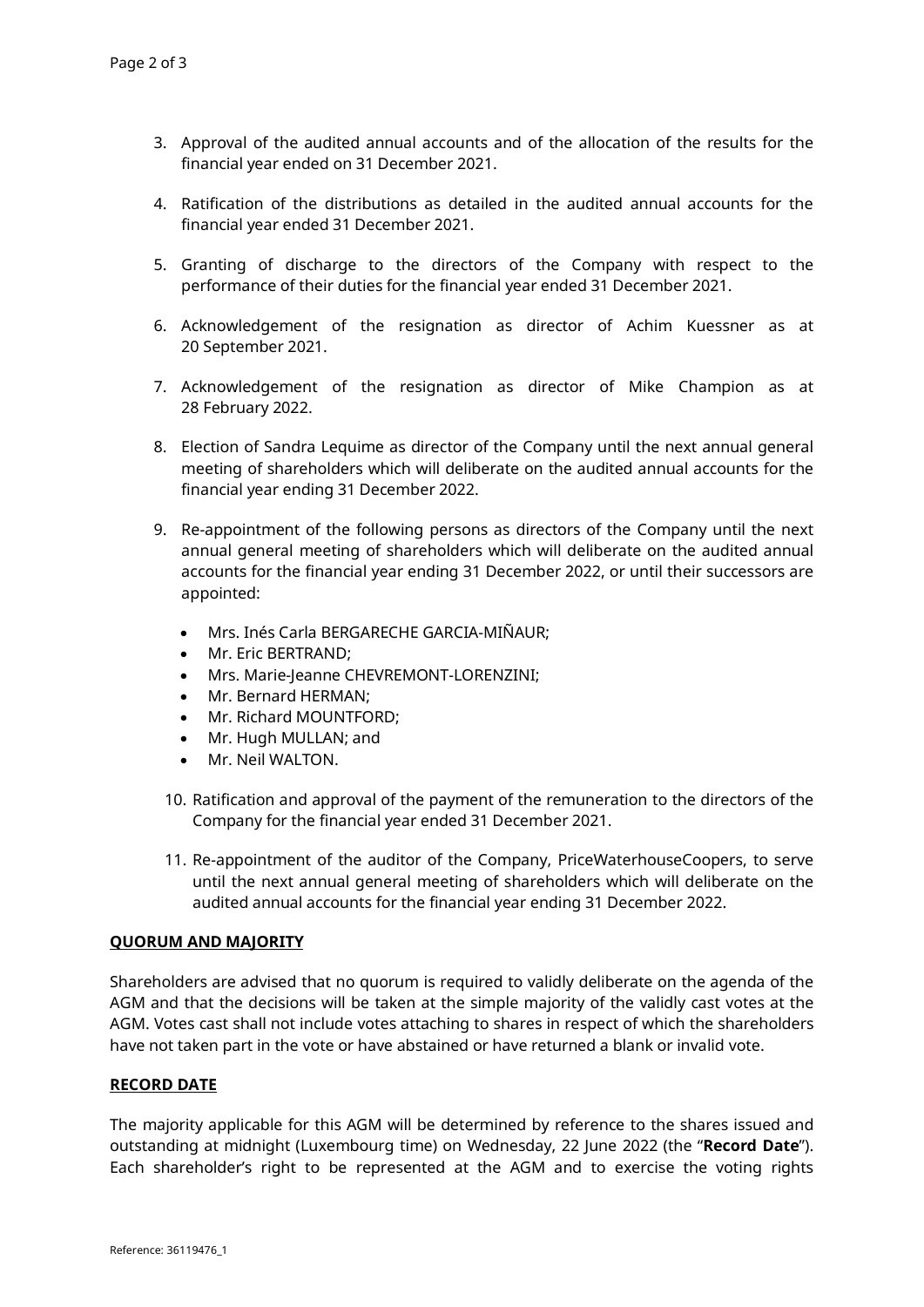3. Approval of the audited annual accounts and of the allocation of the results for the financial year ended on 31 December 2021.

4. Ratification of the distributions as detailed in the audited annual accounts for the financial year ended 31 December 2021.

5. Granting of discharge to the directors of the Company with respect to the performance of their duties for the financial year ended 31 December 2021.

6. Acknowledgement of the resignation as director of Achim Kuessner as at 20 September 2021.

7. Acknowledgement of the resignation as director of Mike Champion as at 28 February 2022.

8. Election of Sandra Lequime as director of the Company until the next annual general meeting of shareholders which will deliberate on the audited annual accounts for the financial year ending 31 December 2022.

9. Re-appointment of the following persons as directors of the Company until the next annual general meeting of shareholders which will deliberate on the audited annual accounts for the financial year ending 31 December 2022, or until their successors are appointed:

   - Mrs. Inés Carla BERGARECHE GARCIA-MIÑAUR;
   - Mr. Eric BERTRAND;
   - Mrs. Marie-Jeanne CHEVREMONT-LORENZINI;
   - Mr. Bernard HERMAN;
   - Mr. Richard MOUNTFORD;
   - Mr. Hugh MULLAN; and
   - Mr. Neil WALTON.

10. Ratification and approval of the payment of the remuneration to the directors of the Company for the financial year ended 31 December 2021.

11. Re-appointment of the auditor of the Company, PriceWaterhouseCoopers, to serve until the next annual general meeting of shareholders which will deliberate on the audited annual accounts for the financial year ending 31 December 2022.

**QUORUM AND MAJORITY**

Shareholders are advised that no quorum is required to validly deliberate on the agenda of the AGM and that the decisions will be taken at the simple majority of the validly cast votes at the AGM. Votes cast shall not include votes attaching to shares in respect of which the shareholders have not taken part in the vote or have abstained or have returned a blank or invalid vote.

**RECORD DATE**

The majority applicable for this AGM will be determined by reference to the shares issued and outstanding at midnight (Luxembourg time) on Wednesday, 22 June 2022 (the "**Record Date**"). Each shareholder's right to be represented at the AGM and to exercise the voting rights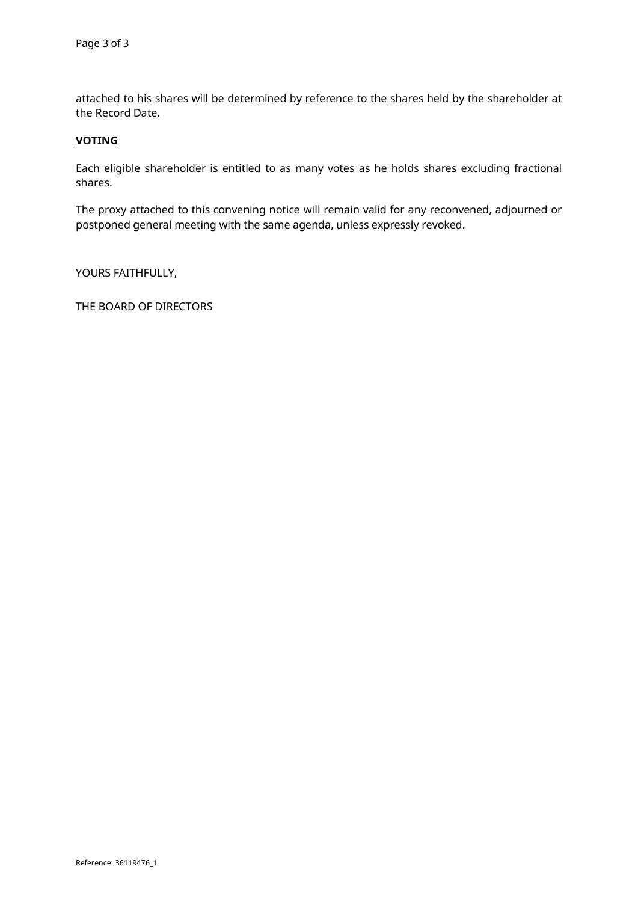attached to his shares will be determined by reference to the shares held by the shareholder at the Record Date.

**VOTING**

Each eligible shareholder is entitled to as many votes as he holds shares excluding fractional shares.

The proxy attached to this convening notice will remain valid for any reconvened, adjourned or postponed general meeting with the same agenda, unless expressly revoked.

YOURS FAITHFULLY,

THE BOARD OF DIRECTORS

Reference: 36119476_1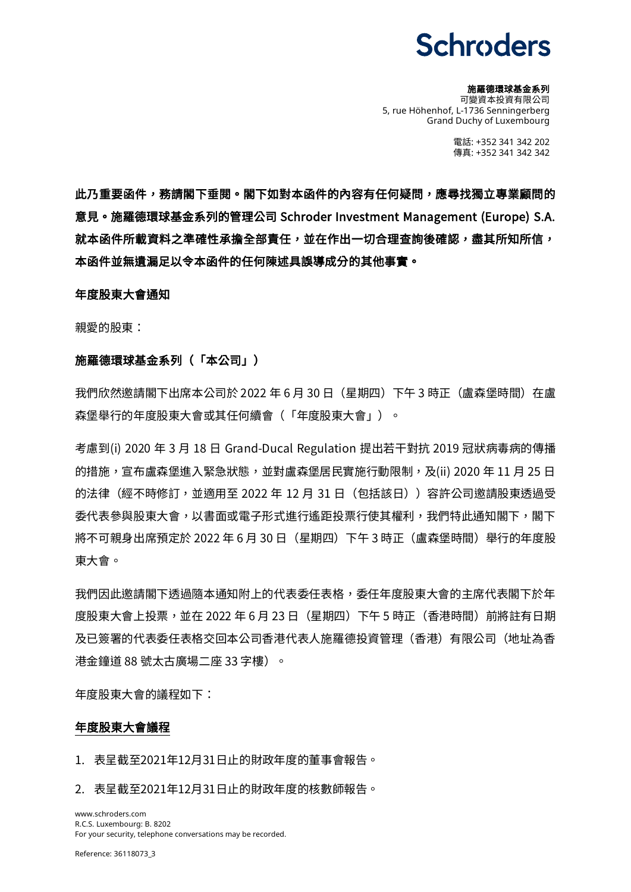**Schroders**

**施羅德環球基金系列**
可變資本投資有限公司
5, rue Höhenhof, L-1736 Senningerberg
Grand Duchy of Luxembourg

電話: +352 341 342 202
傳真: +352 341 342 342

**此乃重要函件，務請閣下垂閱。閣下如對本函件的內容有任何疑問，應尋找獨立專業顧問的意見。施羅德環球基金系列的管理公司 Schroder Investment Management (Europe) S.A. 就本函件所載資料之準確性承擔全部責任，並在作出一切合理查詢後確認，盡其所知所信，本函件並無遺漏足以令本函件的任何陳述具誤導成分的其他事實。**

**年度股東大會通知**

親愛的股東：

**施羅德環球基金系列（「本公司」）**

我們欣然邀請閣下出席本公司於 2022 年 6 月 30 日（星期四）下午 3 時正（盧森堡時間）在盧森堡舉行的年度股東大會或其任何續會（「年度股東大會」）。

考慮到(i) 2020 年 3 月 18 日 Grand-Ducal Regulation 提出若干對抗 2019 冠狀病毒病的傳播的措施，宣布盧森堡進入緊急狀態，並對盧森堡居民實施行動限制，及(ii) 2020 年 11 月 25 日的法律（經不時修訂，並適用至 2022 年 12 月 31 日（包括該日））容許公司邀請股東透過受委代表參與股東大會，以書面或電子形式進行遙距投票行使其權利，我們特此通知閣下，閣下將不可親身出席預定於 2022 年 6 月 30 日（星期四）下午 3 時正（盧森堡時間）舉行的年度股東大會。

我們因此邀請閣下透過隨本通知附上的代表委任表格，委任年度股東大會的主席代表閣下於年度股東大會上投票，並在 2022 年 6 月 23 日（星期四）下午 5 時正（香港時間）前將註有日期及已簽署的代表委任表格交回本公司香港代表人施羅德投資管理（香港）有限公司（地址為香港金鐘道 88 號太古廣場二座 33 字樓）。

年度股東大會的議程如下：

**<u>年度股東大會議程</u>**

1. 表呈截至2021年12月31日止的財政年度的董事會報告。
2. 表呈截至2021年12月31日止的財政年度的核數師報告。

www.schroders.com
R.C.S. Luxembourg: B. 8202
For your security, telephone conversations may be recorded.

Reference: 36118073_3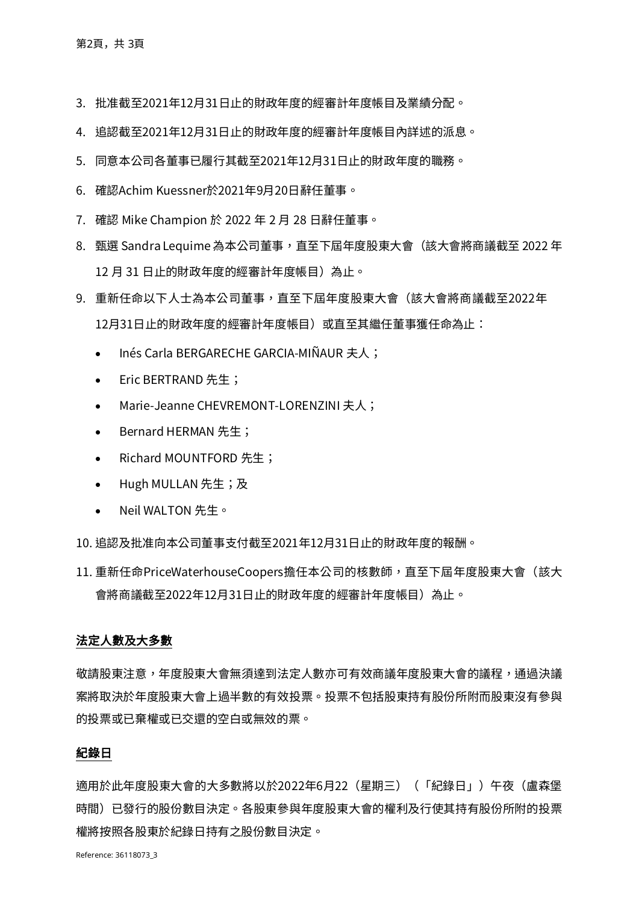3. 批准截至2021年12月31日止的財政年度的經審計年度帳目及業績分配。

4. 追認截至2021年12月31日止的財政年度的經審計年度帳目內詳述的派息。

5. 同意本公司各董事已履行其截至2021年12月31日止的財政年度的職務。

6. 確認Achim Kuessner於2021年9月20日辭任董事。

7. 確認 Mike Champion 於 2022 年 2 月 28 日辭任董事。

8. 甄選 Sandra Lequime 為本公司董事，直至下屆年度股東大會（該大會將商議截至 2022 年 12 月 31 日止的財政年度的經審計年度帳目）為止。

9. 重新任命以下人士為本公司董事，直至下屆年度股東大會（該大會將商議截至2022年12月31日止的財政年度的經審計年度帳目）或直至其繼任董事獲任命為止：

   - Inés Carla BERGARECHE GARCIA-MIÑAUR 夫人；
   - Eric BERTRAND 先生；
   - Marie-Jeanne CHEVREMONT-LORENZINI 夫人；
   - Bernard HERMAN 先生；
   - Richard MOUNTFORD 先生；
   - Hugh MULLAN 先生；及
   - Neil WALTON 先生。

10. 追認及批准向本公司董事支付截至2021年12月31日止的財政年度的報酬。

11. 重新任命PriceWaterhouseCoopers擔任本公司的核數師，直至下屆年度股東大會（該大會將商議截至2022年12月31日止的財政年度的經審計年度帳目）為止。

**法定人數及大多數**

敬請股東注意，年度股東大會無須達到法定人數亦可有效商議年度股東大會的議程，通過決議案將取決於年度股東大會上過半數的有效投票。投票不包括股東持有股份所附而股東沒有參與的投票或已棄權或已交還的空白或無效的票。

**紀錄日**

適用於此年度股東大會的大多數將以於2022年6月22（星期三）（「紀錄日」）午夜（盧森堡時間）已發行的股份數目決定。各股東參與年度股東大會的權利及行使其持有股份所附的投票權將按照各股東於紀錄日持有之股份數目決定。

Reference: 36118073_3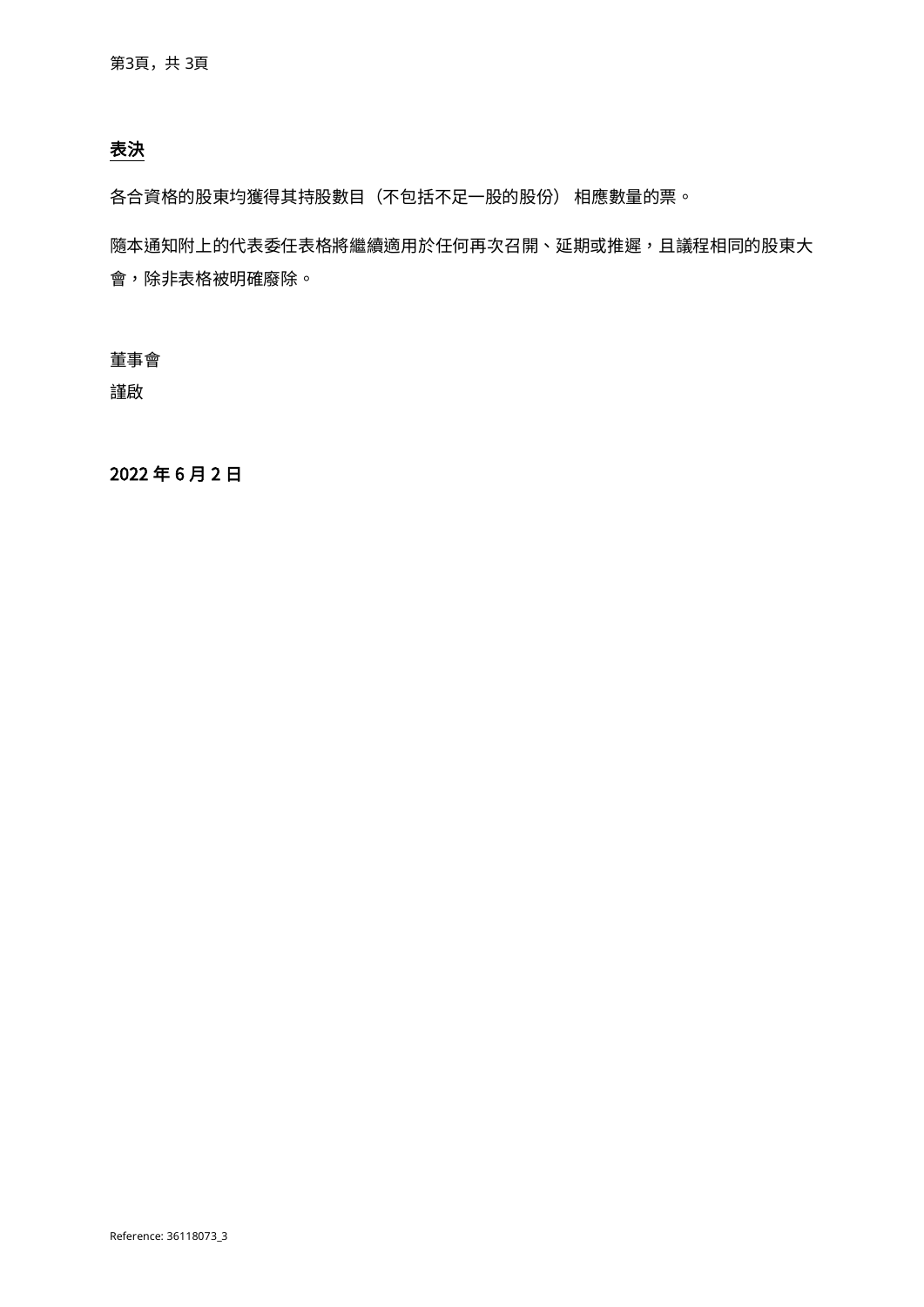## 表決

各合資格的股東均獲得其持股數目（不包括不足一股的股份） 相應數量的票。

隨本通知附上的代表委任表格將繼續適用於任何再次召開、延期或推遲，且議程相同的股東大會，除非表格被明確廢除。

董事會

謹啟

**2022 年 6 月 2 日**

Reference: 36118073_3